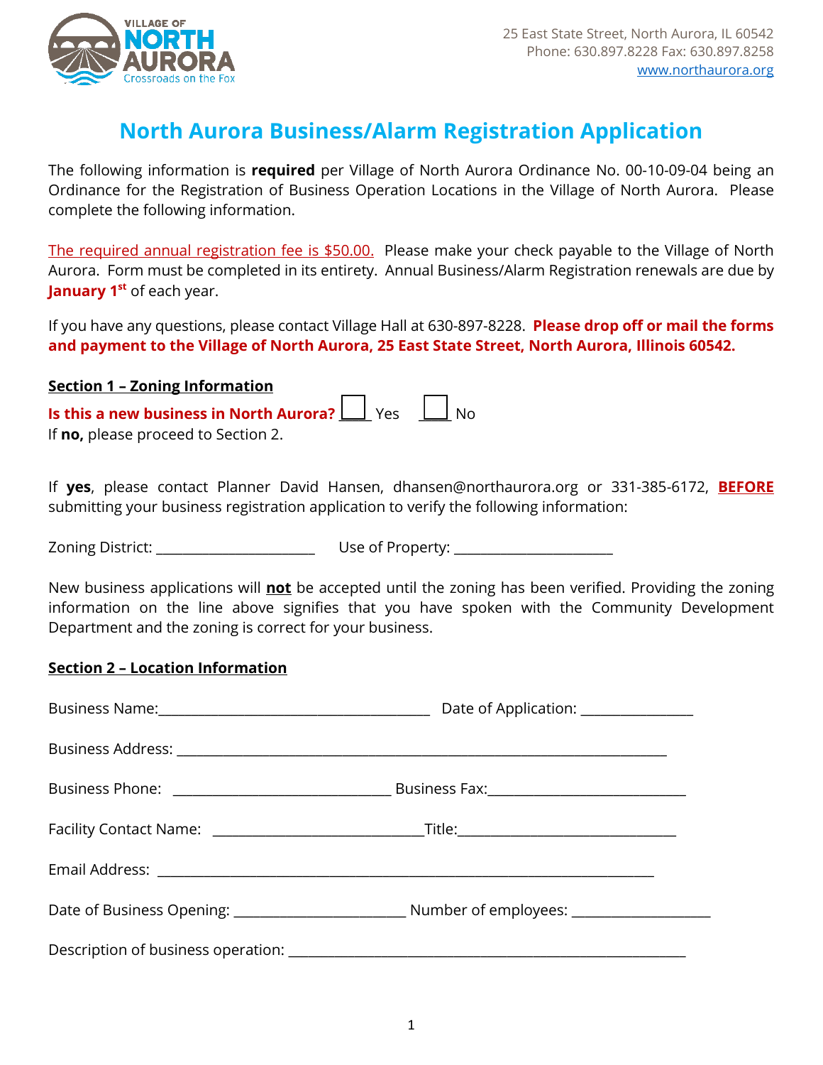VILLAGE OF NORTH AURORA
Crossroads on the Fox

25 East State Street, North Aurora, IL 60542
Phone: 630.897.8228 Fax: 630.897.8258
www.northaurora.org

# North Aurora Business/Alarm Registration Application

The following information is **required** per Village of North Aurora Ordinance No. 00-10-09-04 being an Ordinance for the Registration of Business Operation Locations in the Village of North Aurora. Please complete the following information.

The required annual registration fee is $50.00. Please make your check payable to the Village of North Aurora. Form must be completed in its entirety. Annual Business/Alarm Registration renewals are due by **January 1st** of each year.

If you have any questions, please contact Village Hall at 630-897-8228. **Please drop off or mail the forms and payment to the Village of North Aurora, 25 East State Street, North Aurora, Illinois 60542.**

## Section 1 – Zoning Information

**Is this a new business in North Aurora?** ☐ Yes ☐ No
If **no,** please proceed to Section 2.

If **yes**, please contact Planner David Hansen, dhansen@northaurora.org or 331-385-6172, **BEFORE** submitting your business registration application to verify the following information:

Zoning District: ______________________ Use of Property: ______________________

New business applications will **not** be accepted until the zoning has been verified. Providing the zoning information on the line above signifies that you have spoken with the Community Development Department and the zoning is correct for your business.

## Section 2 – Location Information

Business Name:______________________________________ Date of Application: _______________

Business Address: _____________________________________________________________________

Business Phone: ______________________________ Business Fax:___________________________

Facility Contact Name: _____________________________Title:______________________________

Email Address: ______________________________________________________________________

Date of Business Opening: _______________________ Number of employees: ___________________

Description of business operation: _______________________________________________________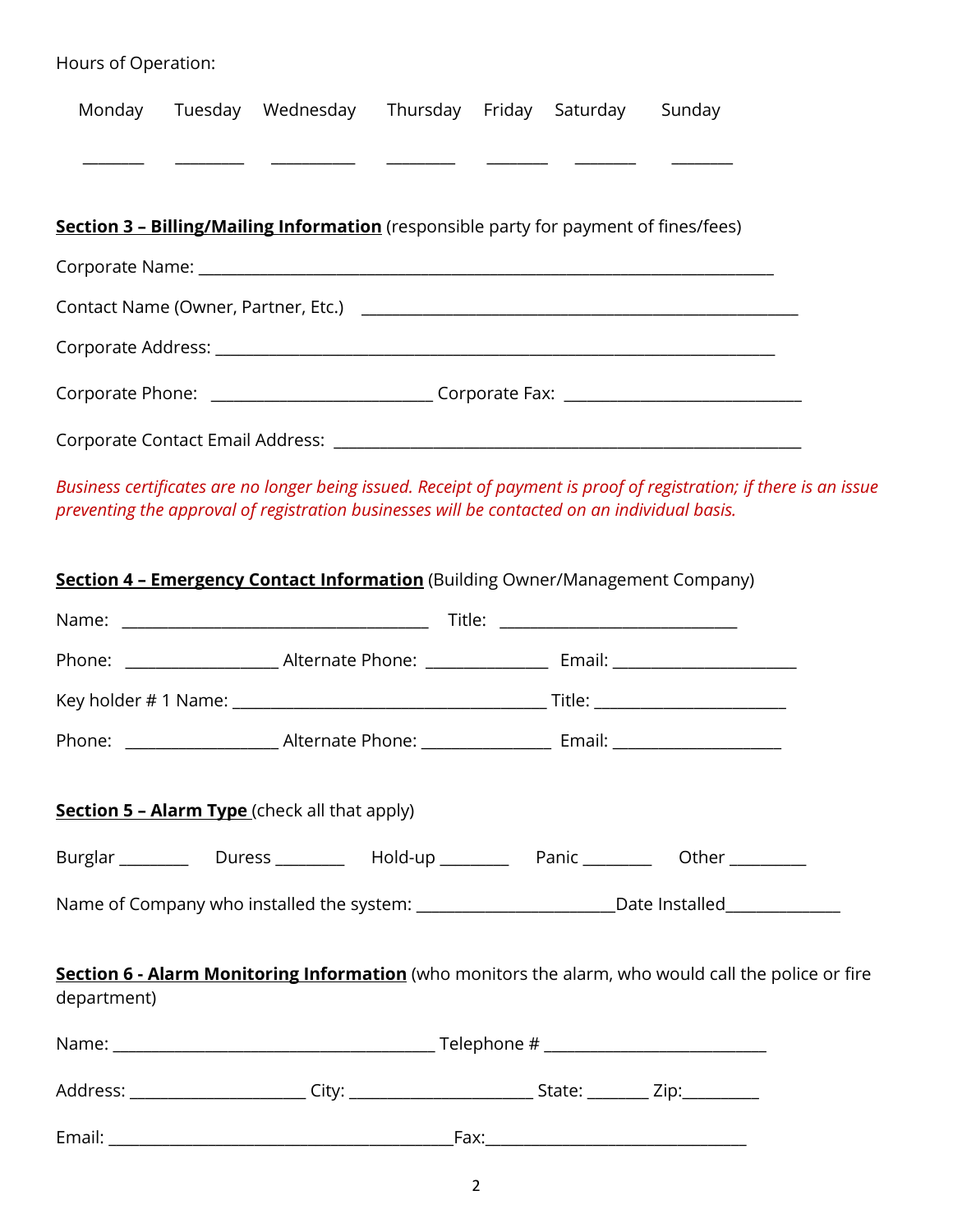Hours of Operation:

| Monday | Tuesday | Wednesday | Thursday | Friday | Saturday | Sunday |
|---|---|---|---|---|---|---|
| ________ | _________ | ___________ | _________ | ________ | ________ | ________ |

**Section 3 – Billing/Mailing Information** (responsible party for payment of fines/fees)

Corporate Name: ______________________________________________________________________

Contact Name (Owner, Partner, Etc.) ______________________________________________________

Corporate Address: ____________________________________________________________________

Corporate Phone: __________________________ Corporate Fax: ____________________________

Corporate Contact Email Address: _______________________________________________________

*Business certificates are no longer being issued. Receipt of payment is proof of registration; if there is an issue preventing the approval of registration businesses will be contacted on an individual basis.*

**Section 4 – Emergency Contact Information** (Building Owner/Management Company)

Name: ____________________________________ Title: ____________________________

Phone: __________________ Alternate Phone: ______________ Email: ______________________

Key holder # 1 Name: ____________________________________ Title: ______________________

Phone: __________________ Alternate Phone: _______________ Email: ____________________

**Section 5 – Alarm Type** (check all that apply)

Burglar ________ Duress ________ Hold-up ________ Panic ________ Other _________

Name of Company who installed the system: _______________________Date Installed_____________

**Section 6 - Alarm Monitoring Information** (who monitors the alarm, who would call the police or fire department)

Name: ______________________________________ Telephone # __________________________

Address: ____________________ City: _____________________ State: _______ Zip:_________

Email: ________________________________________Fax:______________________________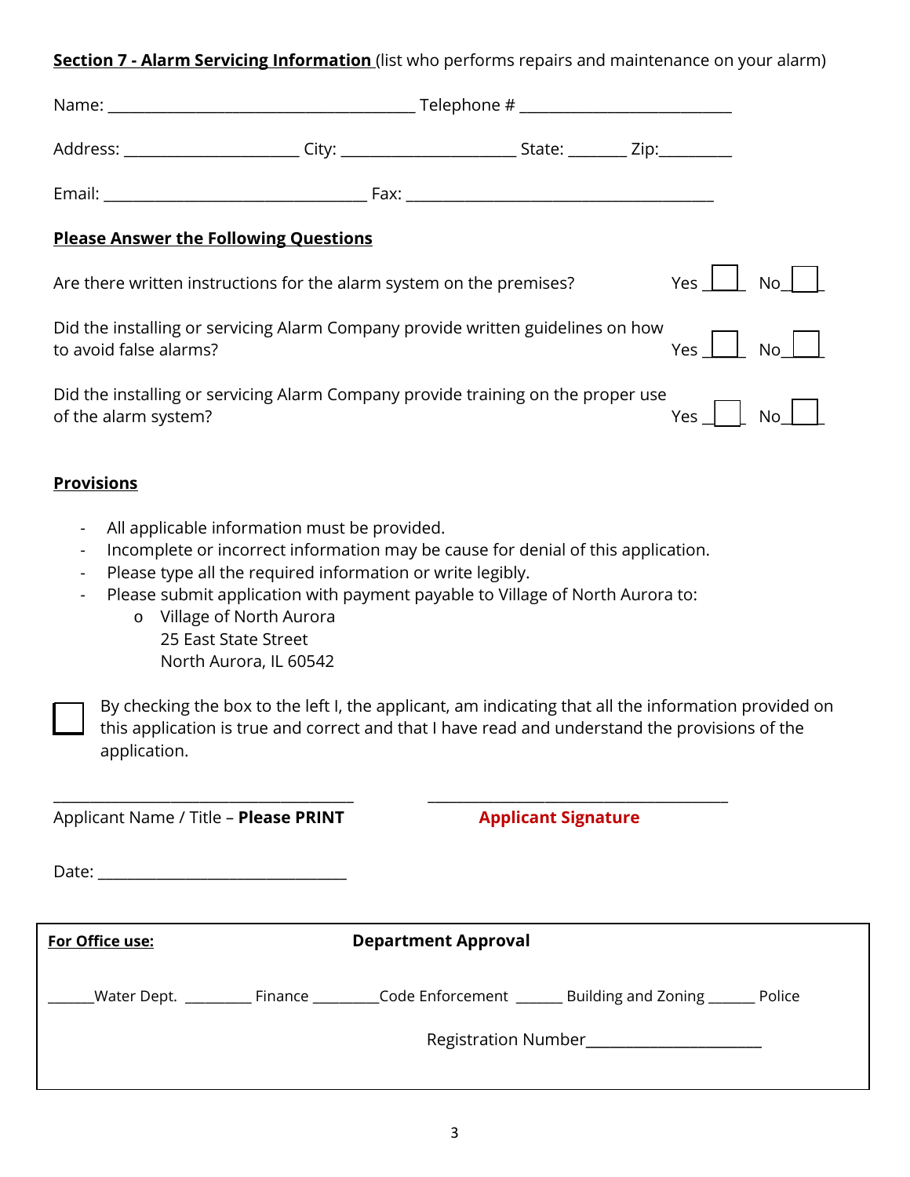**Section 7 - Alarm Servicing Information** (list who performs repairs and maintenance on your alarm)

Name: ______________________________________ Telephone # __________________________

Address: _____________________ City: _____________________ State: _______ Zip:_________

Email: ________________________________ Fax: ______________________________________

**Please Answer the Following Questions**

Are there written instructions for the alarm system on the premises? Yes ☐ No ☐

Did the installing or servicing Alarm Company provide written guidelines on how to avoid false alarms? Yes ☐ No ☐

Did the installing or servicing Alarm Company provide training on the proper use of the alarm system? Yes ☐ No ☐

**Provisions**

- All applicable information must be provided.
- Incomplete or incorrect information may be cause for denial of this application.
- Please type all the required information or write legibly.
- Please submit application with payment payable to Village of North Aurora to:
  - Village of North Aurora
    25 East State Street
    North Aurora, IL 60542

☐ By checking the box to the left I, the applicant, am indicating that all the information provided on this application is true and correct and that I have read and understand the provisions of the application.

_____________________________________ _____________________________________

Applicant Name / Title – **Please PRINT** **Applicant Signature**

Date: ______________________________

**For Office use:** **Department Approval**

______Water Dept. _________ Finance _________Code Enforcement ______ Building and Zoning ______ Police

Registration Number______________________